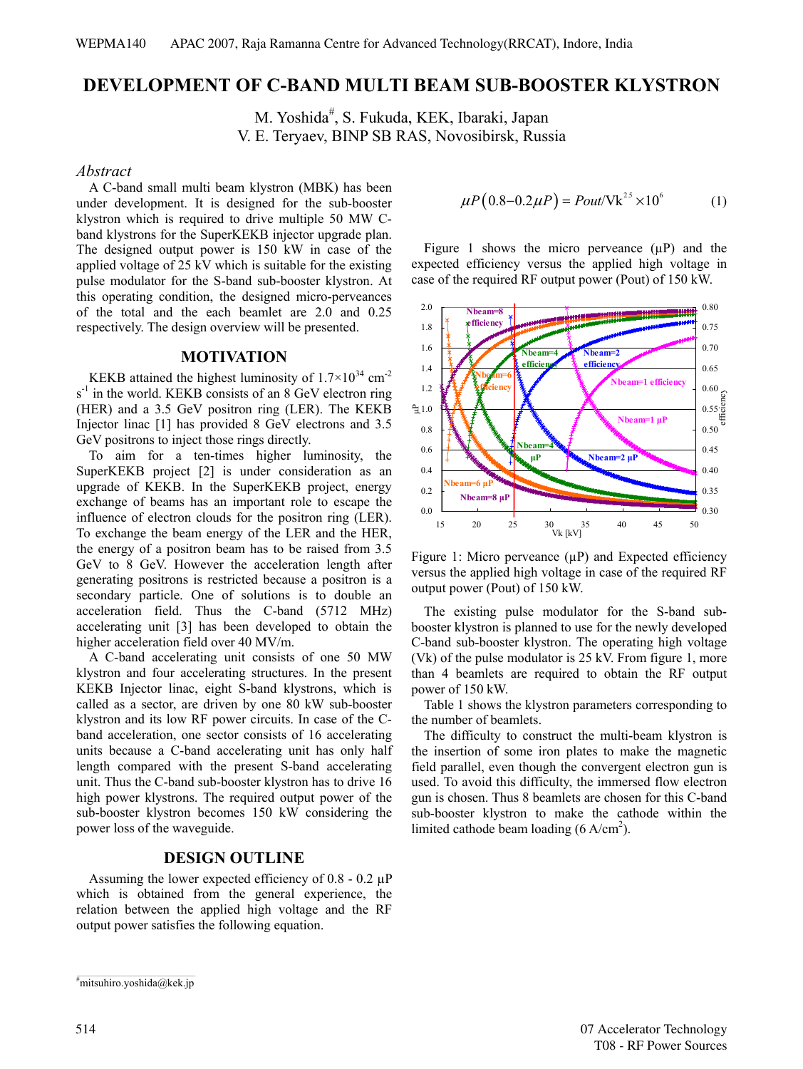# DEVELOPMENT OF C-BAND MULTI BEAM SUB-BOOSTER KLYSTRON

M. Yoshida[#], S. Fukuda, KEK, Ibaraki, Japan
V. E. Teryaev, BINP SB RAS, Novosibirsk, Russia

## *Abstract*

A C-band small multi beam klystron (MBK) has been under development. It is designed for the sub-booster klystron which is required to drive multiple 50 MW C-band klystrons for the SuperKEKB injector upgrade plan. The designed output power is 150 kW in case of the applied voltage of 25 kV which is suitable for the existing pulse modulator for the S-band sub-booster klystron. At this operating condition, the designed micro-perveances of the total and the each beamlet are 2.0 and 0.25 respectively. The design overview will be presented.

## MOTIVATION

KEKB attained the highest luminosity of $1.7\times10^{34}$ $cm^{-2}$ $s^{-1}$ in the world. KEKB consists of an 8 GeV electron ring (HER) and a 3.5 GeV positron ring (LER). The KEKB Injector linac [1] has provided 8 GeV electrons and 3.5 GeV positrons to inject those rings directly.

To aim for a ten-times higher luminosity, the SuperKEKB project [2] is under consideration as an upgrade of KEKB. In the SuperKEKB project, energy exchange of beams has an important role to escape the influence of electron clouds for the positron ring (LER). To exchange the beam energy of the LER and the HER, the energy of a positron beam has to be raised from 3.5 GeV to 8 GeV. However the acceleration length after generating positrons is restricted because a positron is a secondary particle. One of solutions is to double an acceleration field. Thus the C-band (5712 MHz) accelerating unit [3] has been developed to obtain the higher acceleration field over 40 MV/m.

A C-band accelerating unit consists of one 50 MW klystron and four accelerating structures. In the present KEKB Injector linac, eight S-band klystrons, which is called as a sector, are driven by one 80 kW sub-booster klystron and its low RF power circuits. In case of the C-band acceleration, one sector consists of 16 accelerating units because a C-band accelerating unit has only half length compared with the present S-band accelerating unit. Thus the C-band sub-booster klystron has to drive 16 high power klystrons. The required output power of the sub-booster klystron becomes 150 kW considering the power loss of the waveguide.

## DESIGN OUTLINE

Assuming the lower expected efficiency of 0.8 - 0.2 μP which is obtained from the general experience, the relation between the applied high voltage and the RF output power satisfies the following equation.

$$\mu P\left(0.8-0.2\mu P\right) = Pout/Vk^{2.5}\times10^{6} \qquad (1)$$

Figure 1 shows the micro perveance (μP) and the expected efficiency versus the applied high voltage in case of the required RF output power (Pout) of 150 kW.

μP
efficiency
Vk [kV]
2.0
1.8
1.6
1.4
1.2
1.0
0.8
0.6
0.4
0.2
0.0
0.80
0.75
0.70
0.65
0.60
0.55
0.50
0.45
0.40
0.35
0.30
15
20
25
30
35
40
45
50
Nbeam=8 efficiency
Nbeam=6 efficiency
Nbeam=4 efficiency
Nbeam=2 efficiency
Nbeam=1 efficiency
Nbeam=1 μP
Nbeam=2 μP
Nbeam=4 μP
Nbeam=6 μP
Nbeam=8 μP

Figure 1: Micro perveance (μP) and Expected efficiency versus the applied high voltage in case of the required RF output power (Pout) of 150 kW.

The existing pulse modulator for the S-band sub-booster klystron is planned to use for the newly developed C-band sub-booster klystron. The operating high voltage (Vk) of the pulse modulator is 25 kV. From figure 1, more than 4 beamlets are required to obtain the RF output power of 150 kW.

Table 1 shows the klystron parameters corresponding to the number of beamlets.

The difficulty to construct the multi-beam klystron is the insertion of some iron plates to make the magnetic field parallel, even though the convergent electron gun is used. To avoid this difficulty, the immersed flow electron gun is chosen. Thus 8 beamlets are chosen for this C-band sub-booster klystron to make the cathode within the limited cathode beam loading (6 $A/cm^2$).

[#]mitsuhiro.yoshida@kek.jp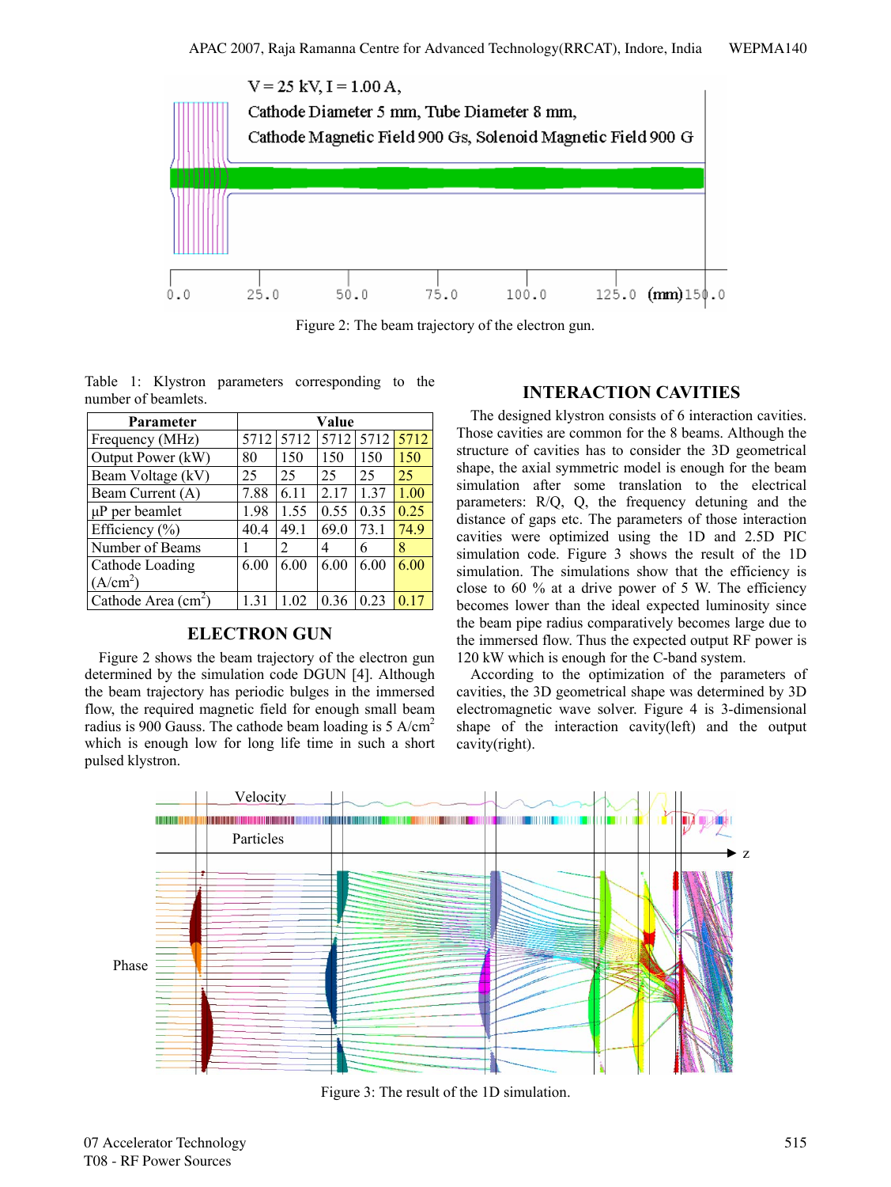Figure 2: The beam trajectory of the electron gun.

Table 1: Klystron parameters corresponding to the number of beamlets.

| Parameter | Value | | | | |
|---|---|---|---|---|---|
| Frequency (MHz) | 5712 | 5712 | 5712 | 5712 | 5712 |
| Output Power (kW) | 80 | 150 | 150 | 150 | 150 |
| Beam Voltage (kV) | 25 | 25 | 25 | 25 | 25 |
| Beam Current (A) | 7.88 | 6.11 | 2.17 | 1.37 | 1.00 |
| μP per beamlet | 1.98 | 1.55 | 0.55 | 0.35 | 0.25 |
| Efficiency (%) | 40.4 | 49.1 | 69.0 | 73.1 | 74.9 |
| Number of Beams | 1 | 2 | 4 | 6 | 8 |
| Cathode Loading ($A/cm^2$) | 6.00 | 6.00 | 6.00 | 6.00 | 6.00 |
| Cathode Area ($cm^2$) | 1.31 | 1.02 | 0.36 | 0.23 | 0.17 |

## ELECTRON GUN

Figure 2 shows the beam trajectory of the electron gun determined by the simulation code DGUN [4]. Although the beam trajectory has periodic bulges in the immersed flow, the required magnetic field for enough small beam radius is 900 Gauss. The cathode beam loading is 5 $A/cm^2$ which is enough low for long life time in such a short pulsed klystron.

## INTERACTION CAVITIES

The designed klystron consists of 6 interaction cavities. Those cavities are common for the 8 beams. Although the structure of cavities has to consider the 3D geometrical shape, the axial symmetric model is enough for the beam simulation after some translation to the electrical parameters: R/Q, Q, the frequency detuning and the distance of gaps etc. The parameters of those interaction cavities were optimized using the 1D and 2.5D PIC simulation code. Figure 3 shows the result of the 1D simulation. The simulations show that the efficiency is close to 60 % at a drive power of 5 W. The efficiency becomes lower than the ideal expected luminosity since the beam pipe radius comparatively becomes large due to the immersed flow. Thus the expected output RF power is 120 kW which is enough for the C-band system.

According to the optimization of the parameters of cavities, the 3D geometrical shape was determined by 3D electromagnetic wave solver. Figure 4 is 3-dimensional shape of the interaction cavity(left) and the output cavity(right).

Figure 3: The result of the 1D simulation.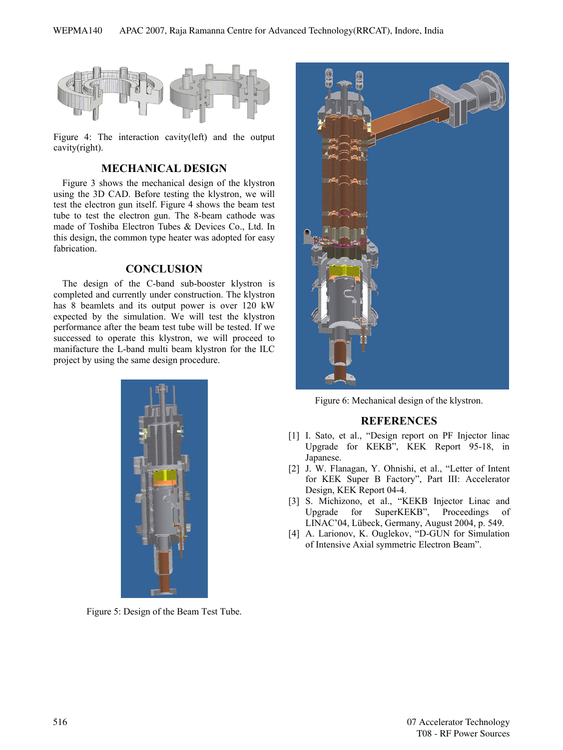Figure 4: The interaction cavity(left) and the output cavity(right).

## MECHANICAL DESIGN

Figure 3 shows the mechanical design of the klystron using the 3D CAD. Before testing the klystron, we will test the electron gun itself. Figure 4 shows the beam test tube to test the electron gun. The 8-beam cathode was made of Toshiba Electron Tubes & Devices Co., Ltd. In this design, the common type heater was adopted for easy fabrication.

## CONCLUSION

The design of the C-band sub-booster klystron is completed and currently under construction. The klystron has 8 beamlets and its output power is over 120 kW expected by the simulation. We will test the klystron performance after the beam test tube will be tested. If we successed to operate this klystron, we will proceed to manifacture the L-band multi beam klystron for the ILC project by using the same design procedure.

Figure 5: Design of the Beam Test Tube.

Figure 6: Mechanical design of the klystron.

## REFERENCES

[1] I. Sato, et al., "Design report on PF Injector linac Upgrade for KEKB", KEK Report 95-18, in Japanese.

[2] J. W. Flanagan, Y. Ohnishi, et al., "Letter of Intent for KEK Super B Factory", Part III: Accelerator Design, KEK Report 04-4.

[3] S. Michizono, et al., "KEKB Injector Linac and Upgrade for SuperKEKB", Proceedings of LINAC'04, Lübeck, Germany, August 2004, p. 549.

[4] A. Larionov, K. Ouglekov, "D-GUN for Simulation of Intensive Axial symmetric Electron Beam".